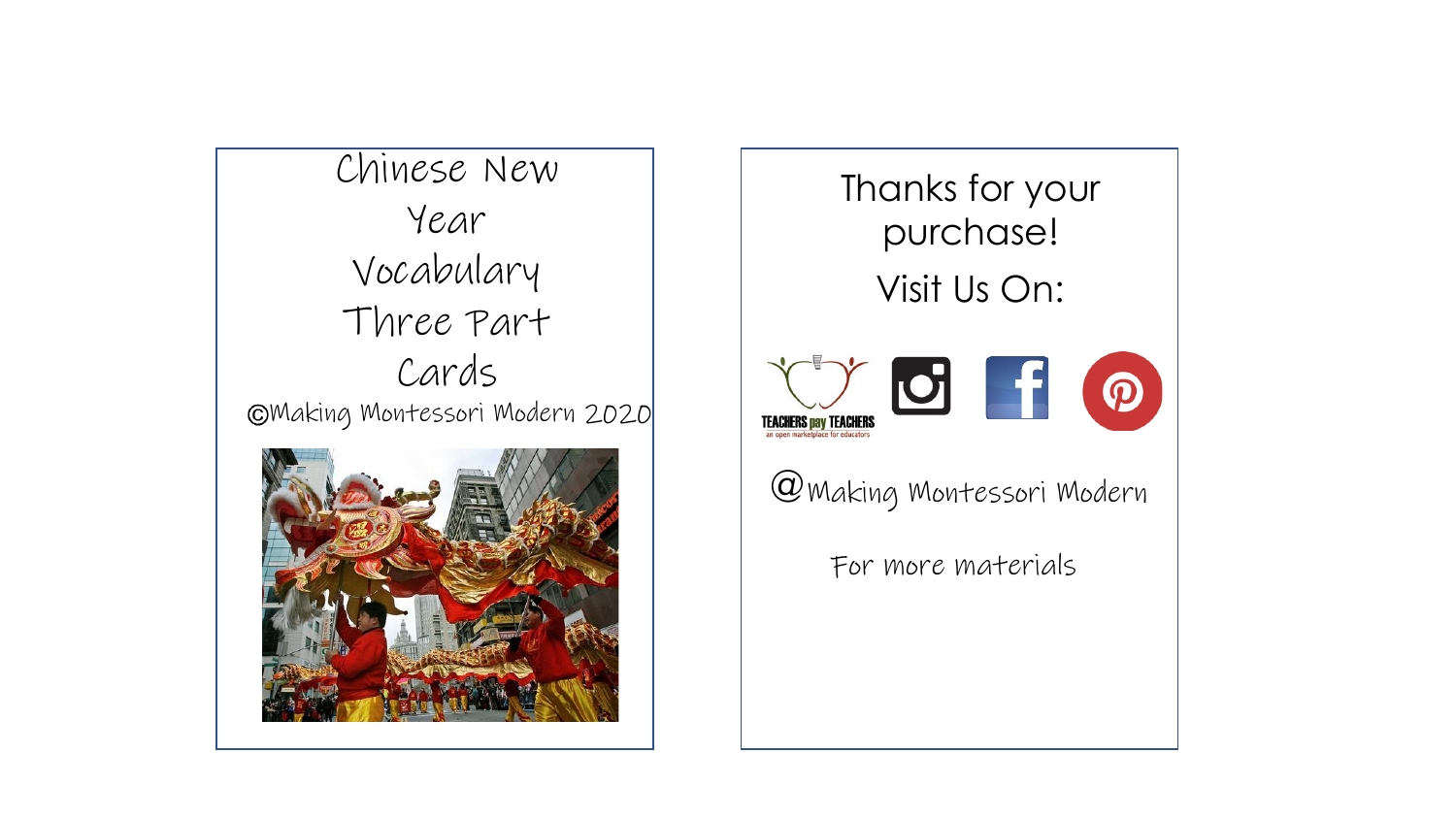# Chinese New Year Vocabulary Three Part Cards

©Making Montessori Modern 2020

Thanks for your purchase!

Visit Us On:

@Making Montessori Modern

For more materials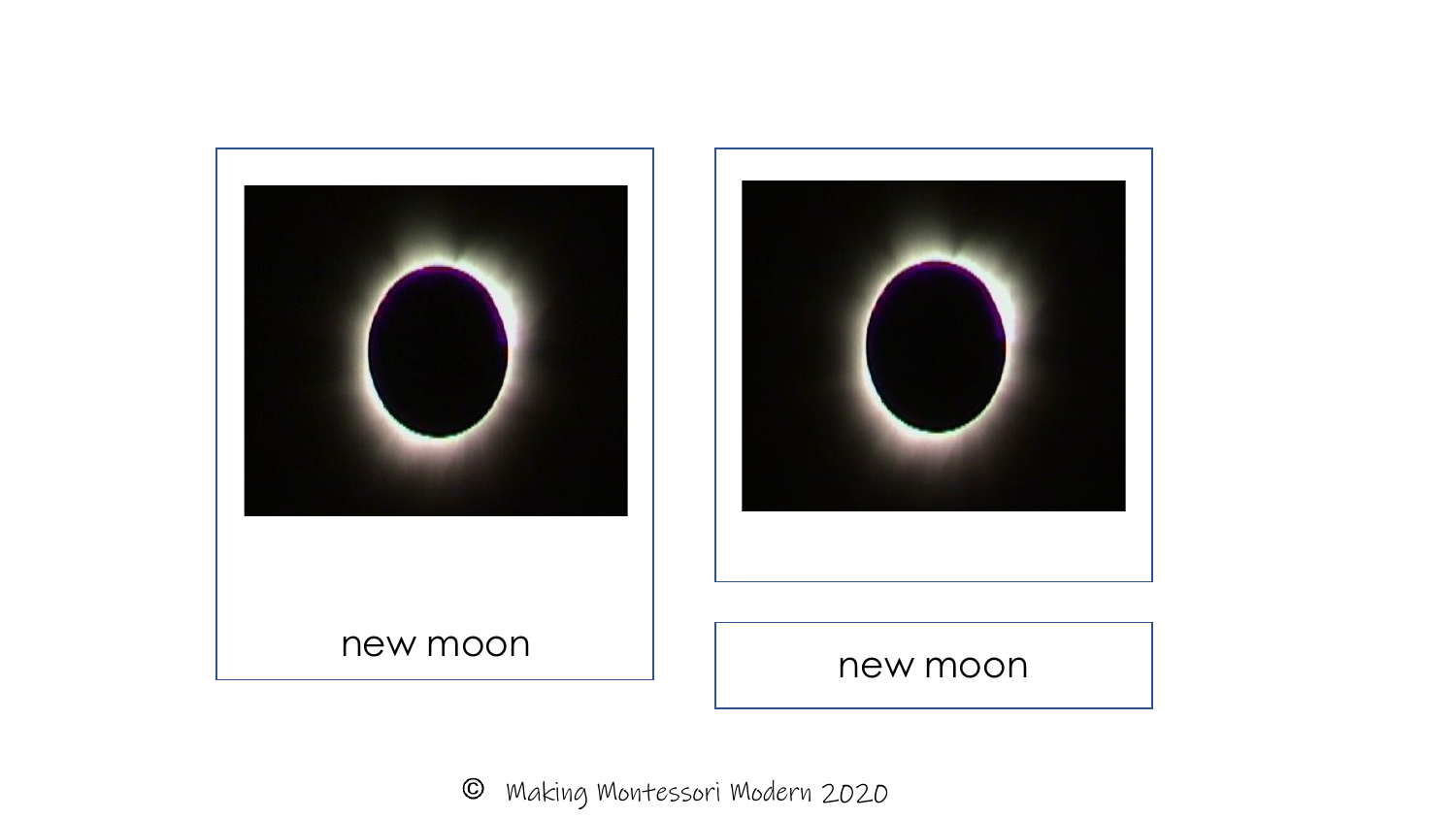new moon

new moon

© Making Montessori Modern 2020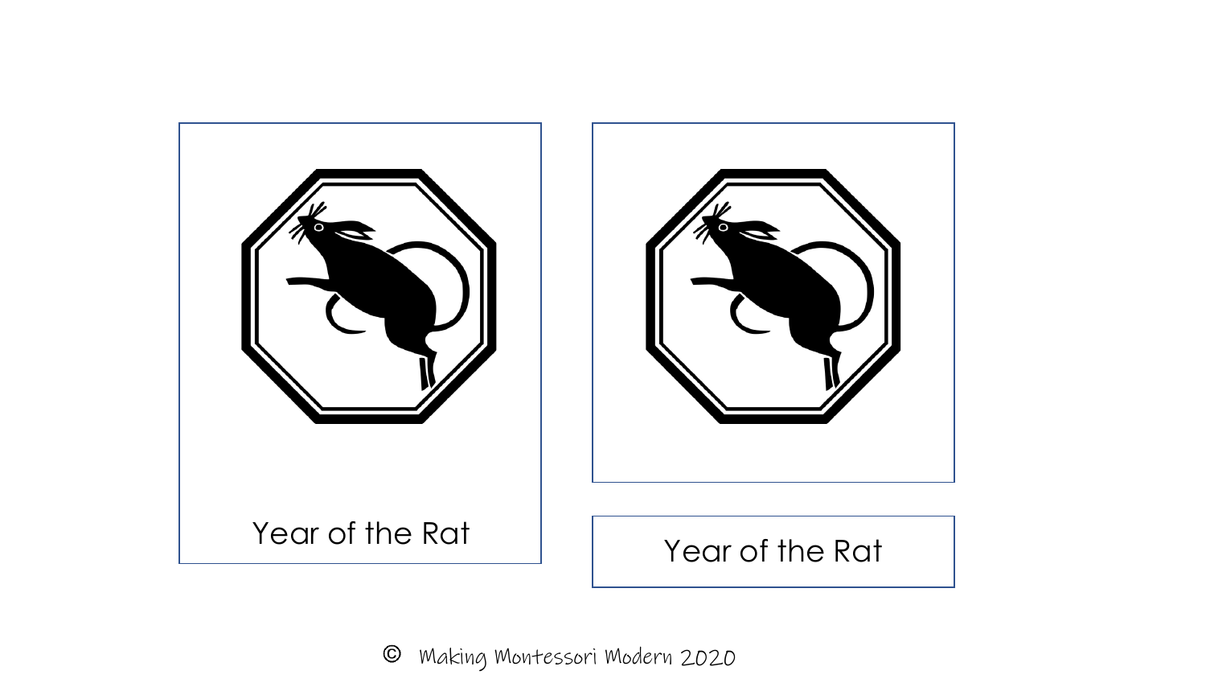Year of the Rat

Year of the Rat

© Making Montessori Modern 2020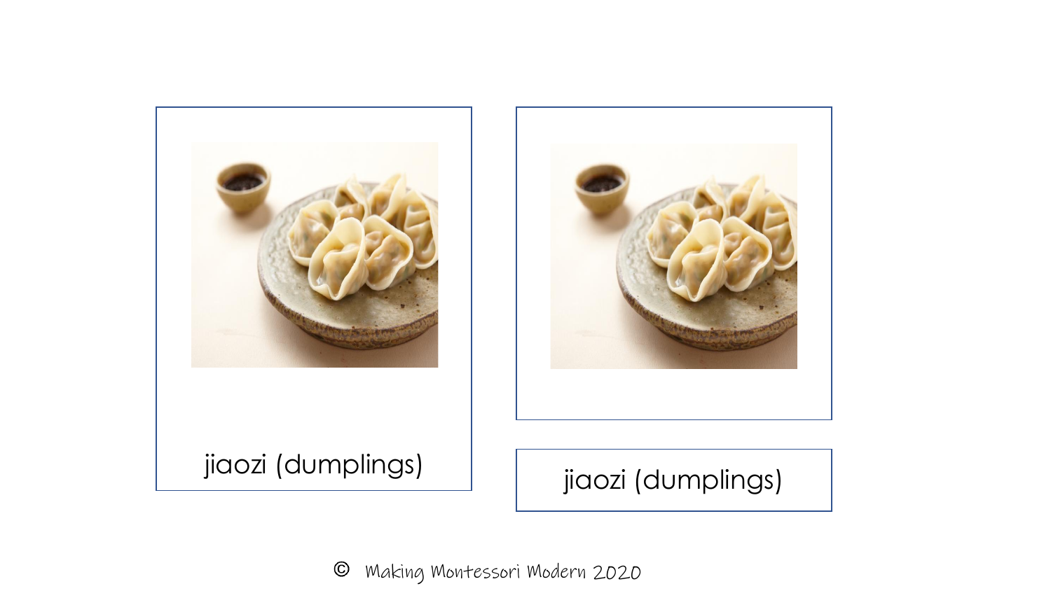jiaozi (dumplings)

jiaozi (dumplings)

© Making Montessori Modern 2020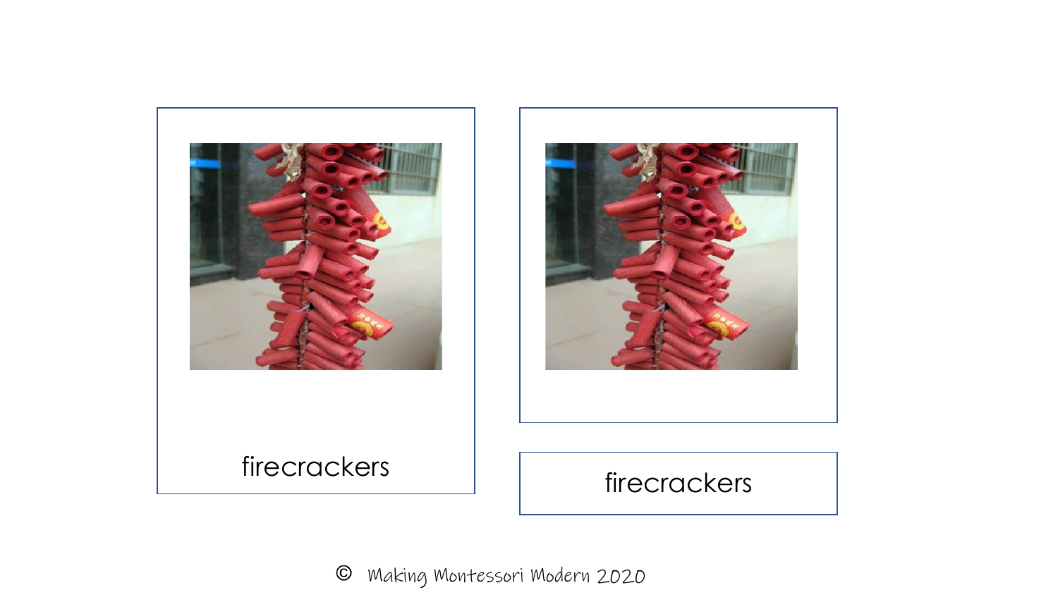firecrackers

firecrackers

© Making Montessori Modern 2020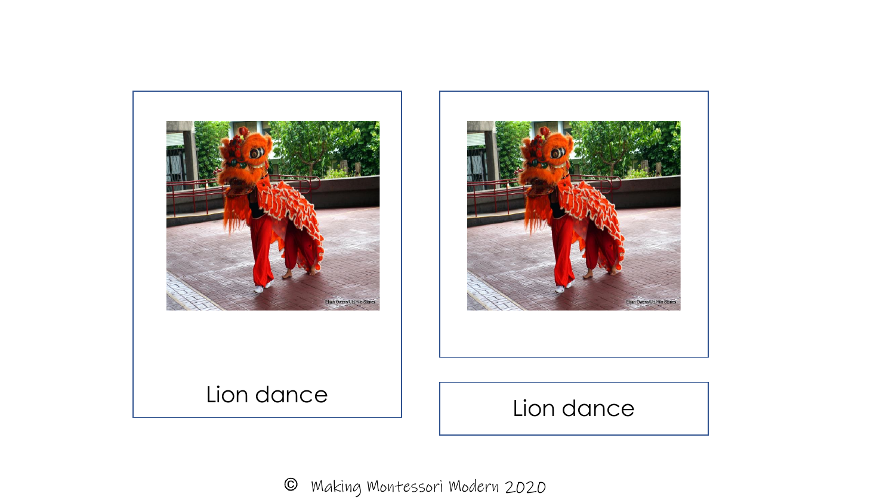Lion dance

Lion dance

© Making Montessori Modern 2020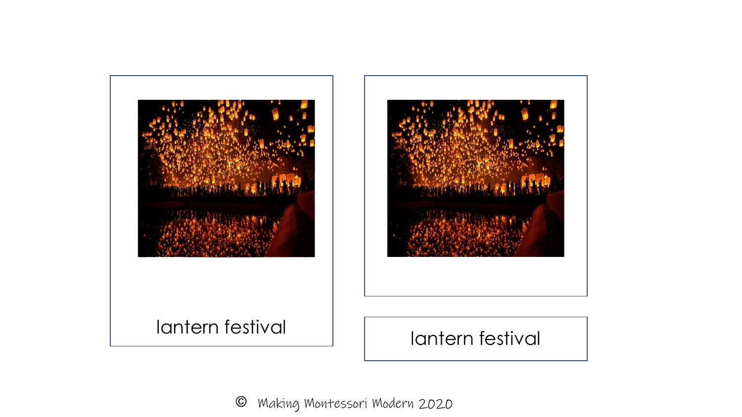lantern festival

lantern festival

© Making Montessori Modern 2020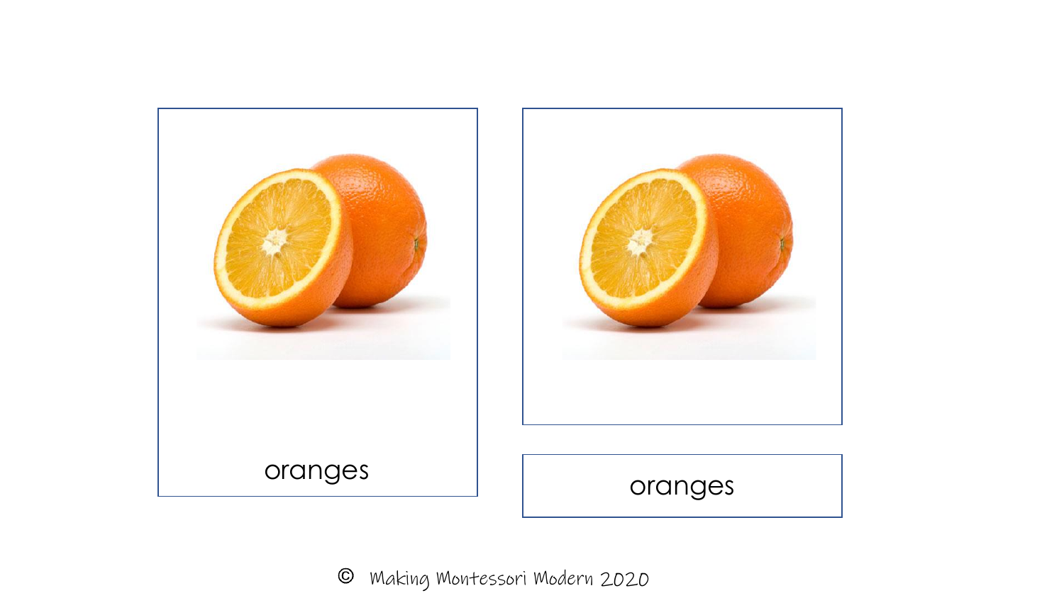oranges

oranges

© Making Montessori Modern 2020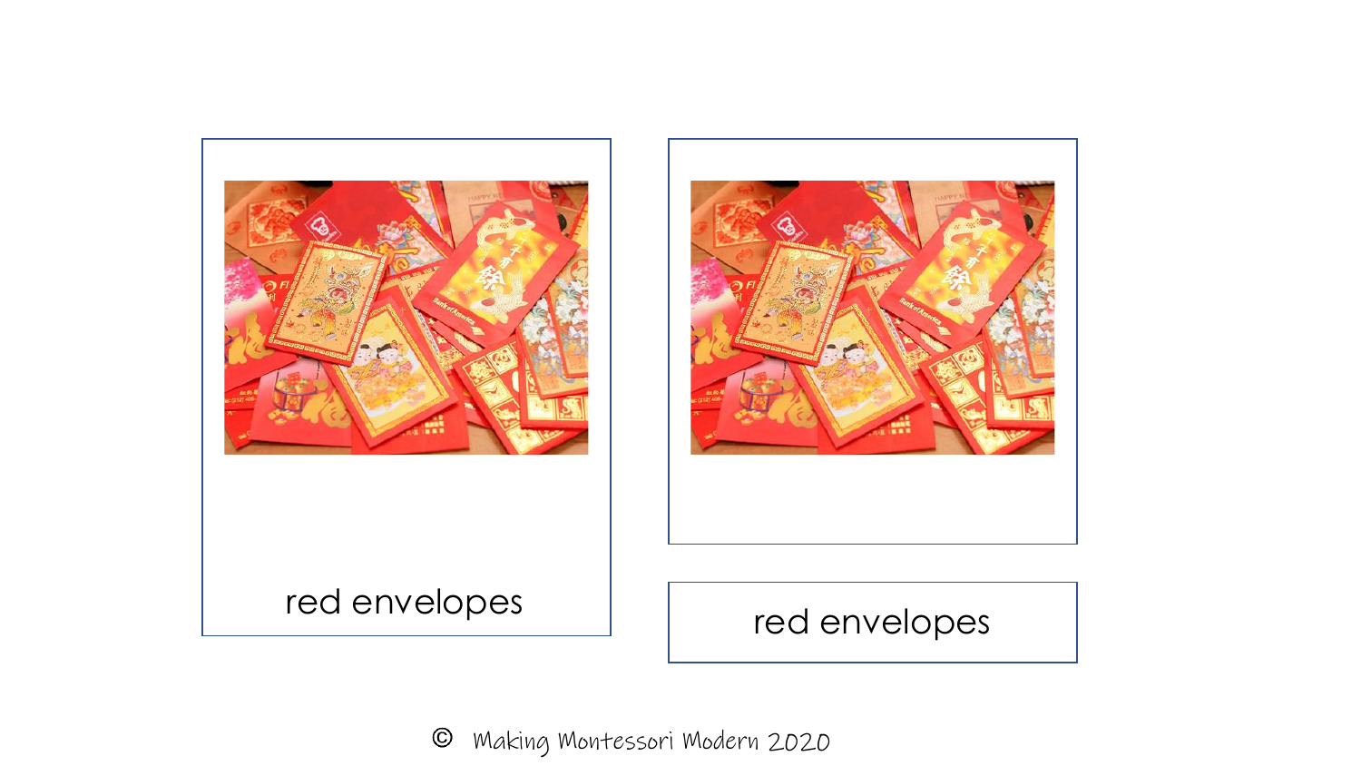red envelopes

red envelopes

© Making Montessori Modern 2020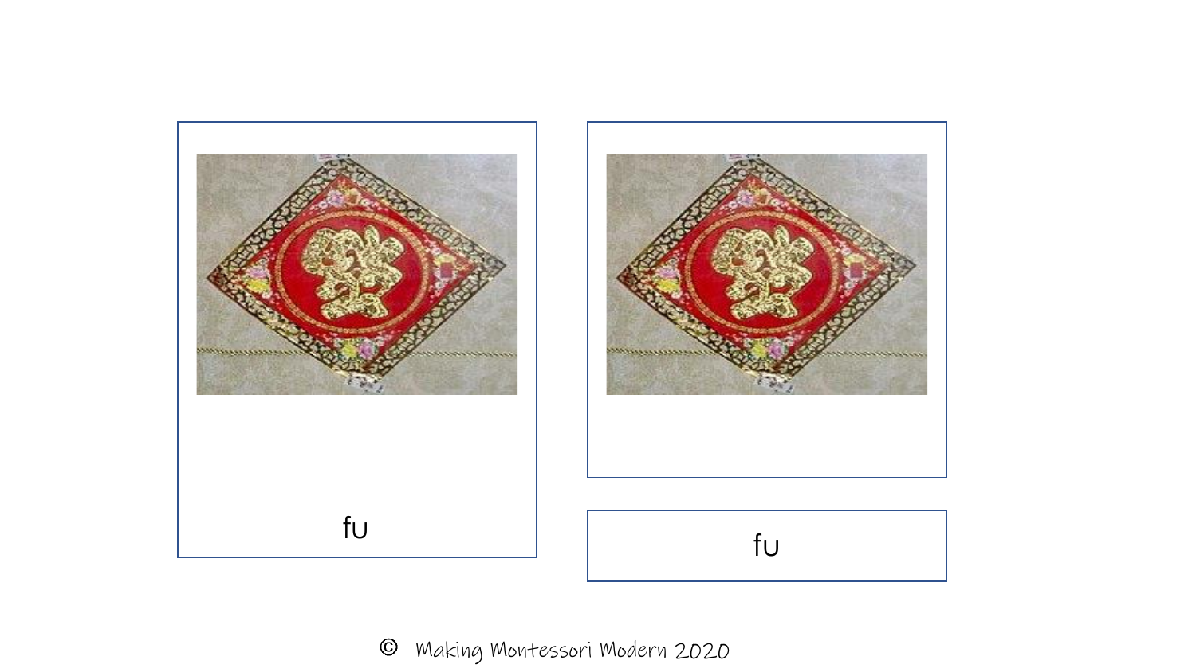fu

fu

© Making Montessori Modern 2020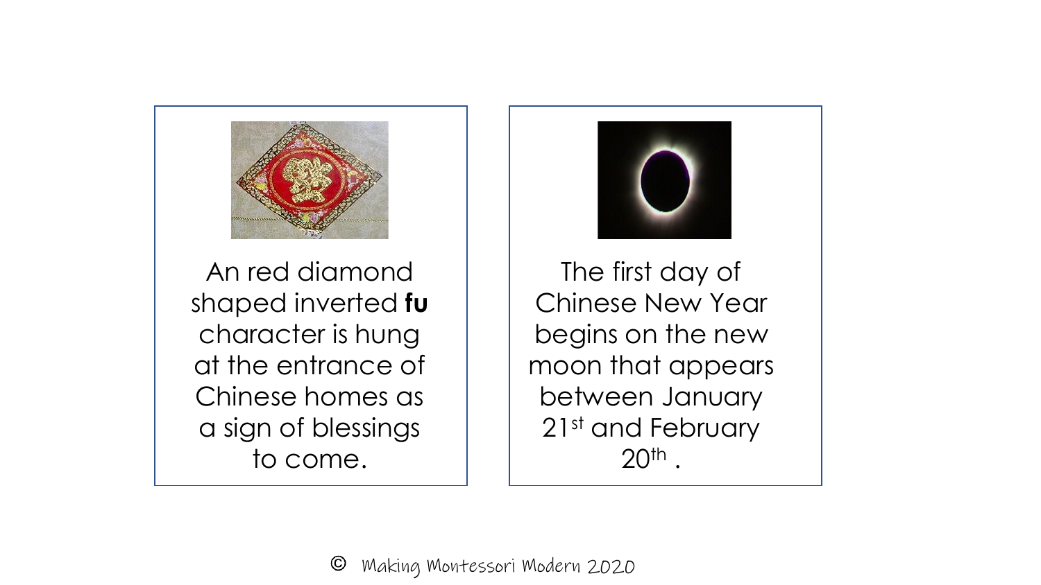An red diamond shaped inverted **fu** character is hung at the entrance of Chinese homes as a sign of blessings to come.

The first day of Chinese New Year begins on the new moon that appears between January 21st and February 20th .

© Making Montessori Modern 2020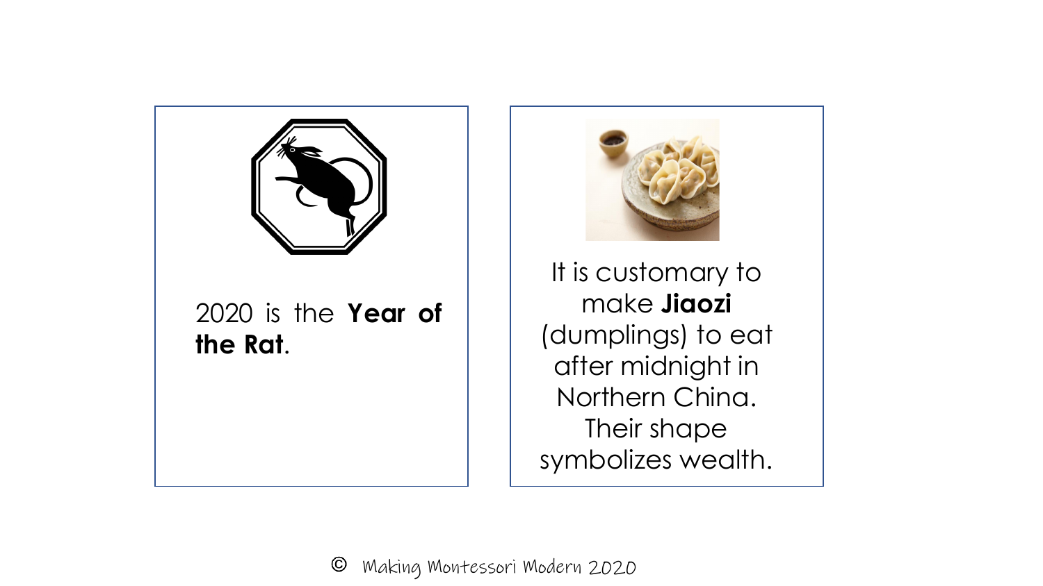2020 is the **Year of the Rat**.

It is customary to make **Jiaozi** (dumplings) to eat after midnight in Northern China. Their shape symbolizes wealth.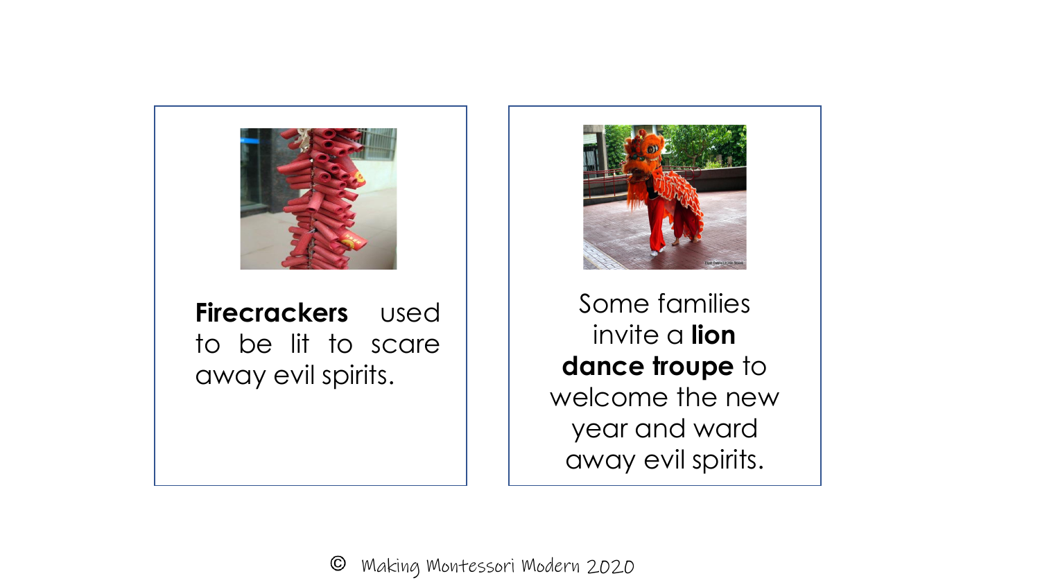**Firecrackers** used to be lit to scare away evil spirits.

Some families invite a **lion dance troupe** to welcome the new year and ward away evil spirits.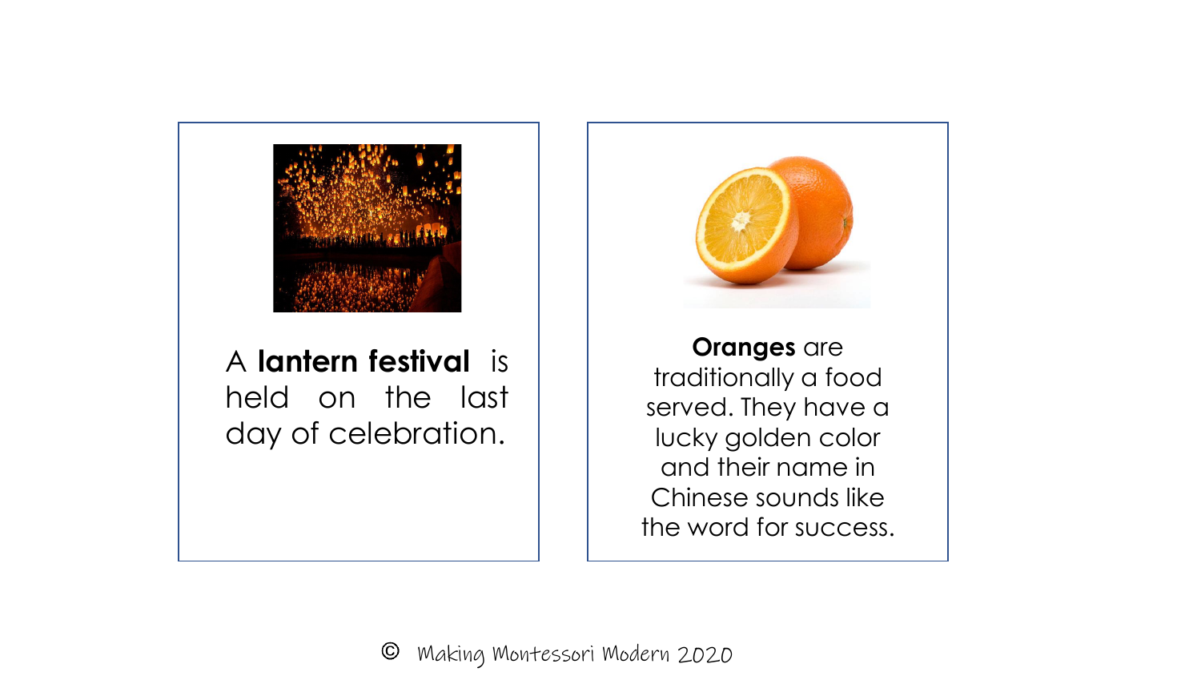A **lantern festival** is held on the last day of celebration.

**Oranges** are traditionally a food served. They have a lucky golden color and their name in Chinese sounds like the word for success.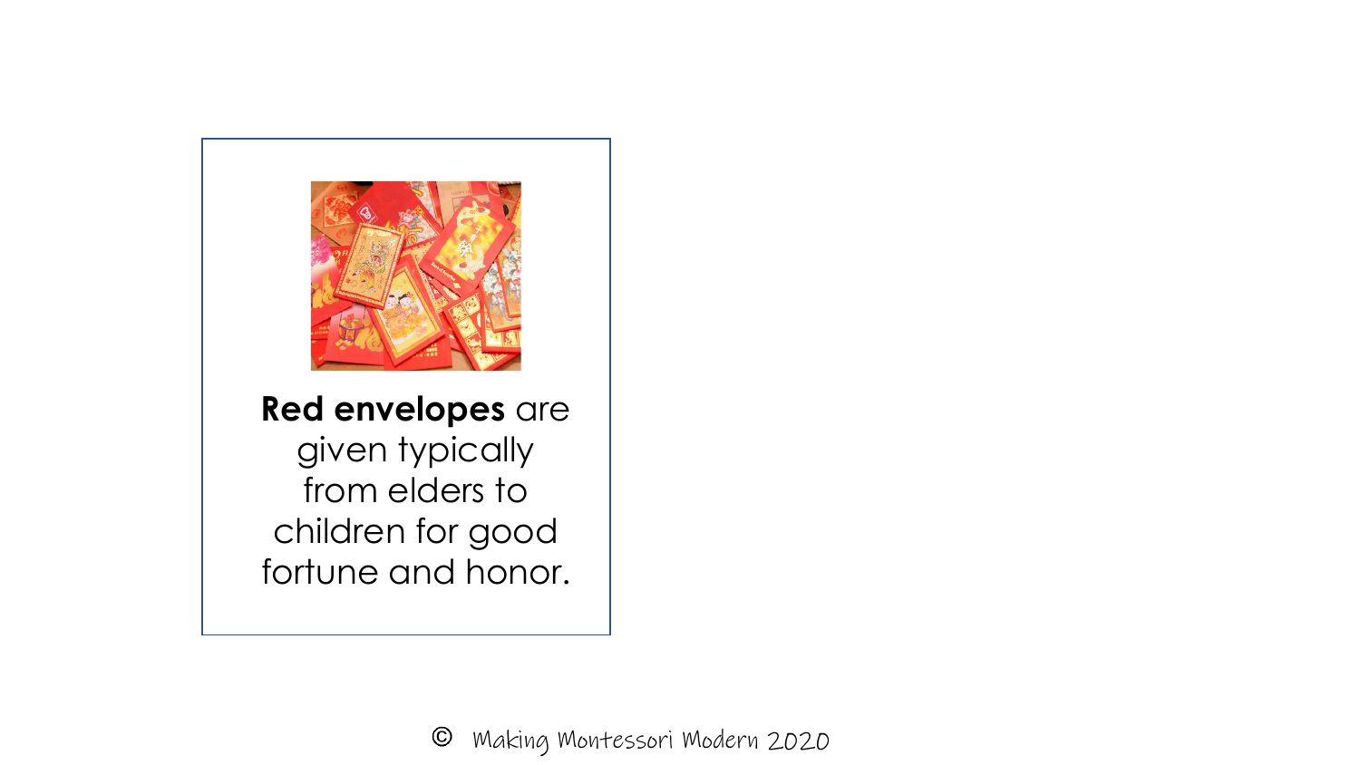**Red envelopes** are given typically from elders to children for good fortune and honor.

© Making Montessori Modern 2020